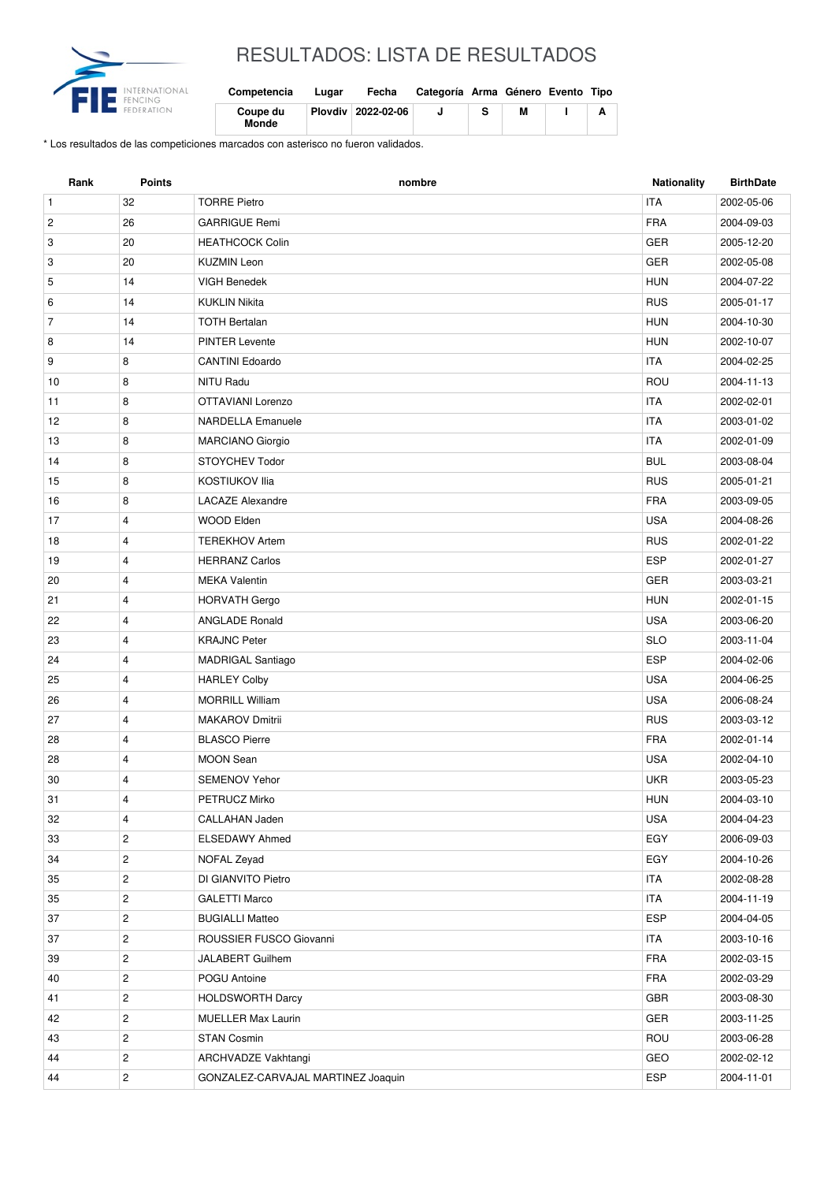# RESULTADOS: LISTA DE RESULTADOS

| Competencia | Lugar | Fecha | Categoría | Arma | Género | Evento | Tipo |
|---|---|---|---|---|---|---|---|
| Coupe du Monde | Plovdiv | 2022-02-06 | J | S | M | I | A |

* Los resultados de las competiciones marcados con asterisco no fueron validados.

| Rank | Points | nombre | Nationality | BirthDate |
|---|---|---|---|---|
| 1 | 32 | TORRE Pietro | ITA | 2002-05-06 |
| 2 | 26 | GARRIGUE Remi | FRA | 2004-09-03 |
| 3 | 20 | HEATHCOCK Colin | GER | 2005-12-20 |
| 3 | 20 | KUZMIN Leon | GER | 2002-05-08 |
| 5 | 14 | VIGH Benedek | HUN | 2004-07-22 |
| 6 | 14 | KUKLIN Nikita | RUS | 2005-01-17 |
| 7 | 14 | TOTH Bertalan | HUN | 2004-10-30 |
| 8 | 14 | PINTER Levente | HUN | 2002-10-07 |
| 9 | 8 | CANTINI Edoardo | ITA | 2004-02-25 |
| 10 | 8 | NITU Radu | ROU | 2004-11-13 |
| 11 | 8 | OTTAVIANI Lorenzo | ITA | 2002-02-01 |
| 12 | 8 | NARDELLA Emanuele | ITA | 2003-01-02 |
| 13 | 8 | MARCIANO Giorgio | ITA | 2002-01-09 |
| 14 | 8 | STOYCHEV Todor | BUL | 2003-08-04 |
| 15 | 8 | KOSTIUKOV Ilia | RUS | 2005-01-21 |
| 16 | 8 | LACAZE Alexandre | FRA | 2003-09-05 |
| 17 | 4 | WOOD Elden | USA | 2004-08-26 |
| 18 | 4 | TEREKHOV Artem | RUS | 2002-01-22 |
| 19 | 4 | HERRANZ Carlos | ESP | 2002-01-27 |
| 20 | 4 | MEKA Valentin | GER | 2003-03-21 |
| 21 | 4 | HORVATH Gergo | HUN | 2002-01-15 |
| 22 | 4 | ANGLADE Ronald | USA | 2003-06-20 |
| 23 | 4 | KRAJNC Peter | SLO | 2003-11-04 |
| 24 | 4 | MADRIGAL Santiago | ESP | 2004-02-06 |
| 25 | 4 | HARLEY Colby | USA | 2004-06-25 |
| 26 | 4 | MORRILL William | USA | 2006-08-24 |
| 27 | 4 | MAKAROV Dmitrii | RUS | 2003-03-12 |
| 28 | 4 | BLASCO Pierre | FRA | 2002-01-14 |
| 28 | 4 | MOON Sean | USA | 2002-04-10 |
| 30 | 4 | SEMENOV Yehor | UKR | 2003-05-23 |
| 31 | 4 | PETRUCZ Mirko | HUN | 2004-03-10 |
| 32 | 4 | CALLAHAN Jaden | USA | 2004-04-23 |
| 33 | 2 | ELSEDAWY Ahmed | EGY | 2006-09-03 |
| 34 | 2 | NOFAL Zeyad | EGY | 2004-10-26 |
| 35 | 2 | DI GIANVITO Pietro | ITA | 2002-08-28 |
| 35 | 2 | GALETTI Marco | ITA | 2004-11-19 |
| 37 | 2 | BUGIALLI Matteo | ESP | 2004-04-05 |
| 37 | 2 | ROUSSIER FUSCO Giovanni | ITA | 2003-10-16 |
| 39 | 2 | JALABERT Guilhem | FRA | 2002-03-15 |
| 40 | 2 | POGU Antoine | FRA | 2002-03-29 |
| 41 | 2 | HOLDSWORTH Darcy | GBR | 2003-08-30 |
| 42 | 2 | MUELLER Max Laurin | GER | 2003-11-25 |
| 43 | 2 | STAN Cosmin | ROU | 2003-06-28 |
| 44 | 2 | ARCHVADZE Vakhtangi | GEO | 2002-02-12 |
| 44 | 2 | GONZALEZ-CARVAJAL MARTINEZ Joaquin | ESP | 2004-11-01 |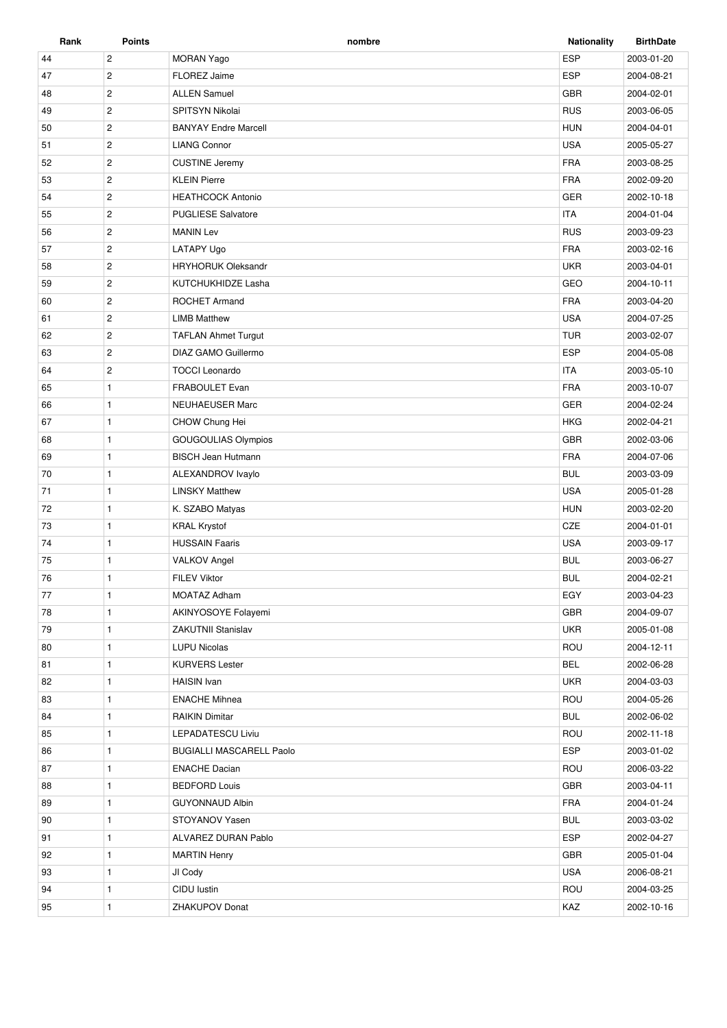| Rank | Points | nombre | Nationality | BirthDate |
|---|---|---|---|---|
| 44 | 2 | MORAN Yago | ESP | 2003-01-20 |
| 47 | 2 | FLOREZ Jaime | ESP | 2004-08-21 |
| 48 | 2 | ALLEN Samuel | GBR | 2004-02-01 |
| 49 | 2 | SPITSYN Nikolai | RUS | 2003-06-05 |
| 50 | 2 | BANYAY Endre Marcell | HUN | 2004-04-01 |
| 51 | 2 | LIANG Connor | USA | 2005-05-27 |
| 52 | 2 | CUSTINE Jeremy | FRA | 2003-08-25 |
| 53 | 2 | KLEIN Pierre | FRA | 2002-09-20 |
| 54 | 2 | HEATHCOCK Antonio | GER | 2002-10-18 |
| 55 | 2 | PUGLIESE Salvatore | ITA | 2004-01-04 |
| 56 | 2 | MANIN Lev | RUS | 2003-09-23 |
| 57 | 2 | LATAPY Ugo | FRA | 2003-02-16 |
| 58 | 2 | HRYHORUK Oleksandr | UKR | 2003-04-01 |
| 59 | 2 | KUTCHUKHIDZE Lasha | GEO | 2004-10-11 |
| 60 | 2 | ROCHET Armand | FRA | 2003-04-20 |
| 61 | 2 | LIMB Matthew | USA | 2004-07-25 |
| 62 | 2 | TAFLAN Ahmet Turgut | TUR | 2003-02-07 |
| 63 | 2 | DIAZ GAMO Guillermo | ESP | 2004-05-08 |
| 64 | 2 | TOCCI Leonardo | ITA | 2003-05-10 |
| 65 | 1 | FRABOULET Evan | FRA | 2003-10-07 |
| 66 | 1 | NEUHAEUSER Marc | GER | 2004-02-24 |
| 67 | 1 | CHOW Chung Hei | HKG | 2002-04-21 |
| 68 | 1 | GOUGOULIAS Olympios | GBR | 2002-03-06 |
| 69 | 1 | BISCH Jean Hutmann | FRA | 2004-07-06 |
| 70 | 1 | ALEXANDROV Ivaylo | BUL | 2003-03-09 |
| 71 | 1 | LINSKY Matthew | USA | 2005-01-28 |
| 72 | 1 | K. SZABO Matyas | HUN | 2003-02-20 |
| 73 | 1 | KRAL Krystof | CZE | 2004-01-01 |
| 74 | 1 | HUSSAIN Faaris | USA | 2003-09-17 |
| 75 | 1 | VALKOV Angel | BUL | 2003-06-27 |
| 76 | 1 | FILEV Viktor | BUL | 2004-02-21 |
| 77 | 1 | MOATAZ Adham | EGY | 2003-04-23 |
| 78 | 1 | AKINYOSOYE Folayemi | GBR | 2004-09-07 |
| 79 | 1 | ZAKUTNII Stanislav | UKR | 2005-01-08 |
| 80 | 1 | LUPU Nicolas | ROU | 2004-12-11 |
| 81 | 1 | KURVERS Lester | BEL | 2002-06-28 |
| 82 | 1 | HAISIN Ivan | UKR | 2004-03-03 |
| 83 | 1 | ENACHE Mihnea | ROU | 2004-05-26 |
| 84 | 1 | RAIKIN Dimitar | BUL | 2002-06-02 |
| 85 | 1 | LEPADATESCU Liviu | ROU | 2002-11-18 |
| 86 | 1 | BUGIALLI MASCARELL Paolo | ESP | 2003-01-02 |
| 87 | 1 | ENACHE Dacian | ROU | 2006-03-22 |
| 88 | 1 | BEDFORD Louis | GBR | 2003-04-11 |
| 89 | 1 | GUYONNAUD Albin | FRA | 2004-01-24 |
| 90 | 1 | STOYANOV Yasen | BUL | 2003-03-02 |
| 91 | 1 | ALVAREZ DURAN Pablo | ESP | 2002-04-27 |
| 92 | 1 | MARTIN Henry | GBR | 2005-01-04 |
| 93 | 1 | JI Cody | USA | 2006-08-21 |
| 94 | 1 | CIDU Iustin | ROU | 2004-03-25 |
| 95 | 1 | ZHAKUPOV Donat | KAZ | 2002-10-16 |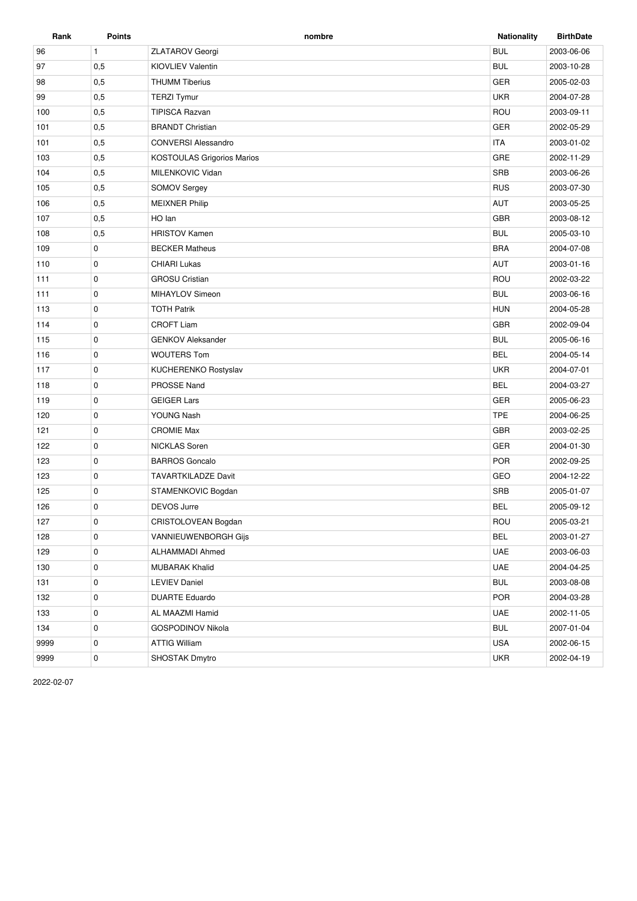| Rank | Points | nombre | Nationality | BirthDate |
| --- | --- | --- | --- | --- |
| 96 | 1 | ZLATAROV Georgi | BUL | 2003-06-06 |
| 97 | 0,5 | KIOVLIEV Valentin | BUL | 2003-10-28 |
| 98 | 0,5 | THUMM Tiberius | GER | 2005-02-03 |
| 99 | 0,5 | TERZI Tymur | UKR | 2004-07-28 |
| 100 | 0,5 | TIPISCA Razvan | ROU | 2003-09-11 |
| 101 | 0,5 | BRANDT Christian | GER | 2002-05-29 |
| 101 | 0,5 | CONVERSI Alessandro | ITA | 2003-01-02 |
| 103 | 0,5 | KOSTOULAS Grigorios Marios | GRE | 2002-11-29 |
| 104 | 0,5 | MILENKOVIC Vidan | SRB | 2003-06-26 |
| 105 | 0,5 | SOMOV Sergey | RUS | 2003-07-30 |
| 106 | 0,5 | MEIXNER Philip | AUT | 2003-05-25 |
| 107 | 0,5 | HO Ian | GBR | 2003-08-12 |
| 108 | 0,5 | HRISTOV Kamen | BUL | 2005-03-10 |
| 109 | 0 | BECKER Matheus | BRA | 2004-07-08 |
| 110 | 0 | CHIARI Lukas | AUT | 2003-01-16 |
| 111 | 0 | GROSU Cristian | ROU | 2002-03-22 |
| 111 | 0 | MIHAYLOV Simeon | BUL | 2003-06-16 |
| 113 | 0 | TOTH Patrik | HUN | 2004-05-28 |
| 114 | 0 | CROFT Liam | GBR | 2002-09-04 |
| 115 | 0 | GENKOV Aleksander | BUL | 2005-06-16 |
| 116 | 0 | WOUTERS Tom | BEL | 2004-05-14 |
| 117 | 0 | KUCHERENKO Rostyslav | UKR | 2004-07-01 |
| 118 | 0 | PROSSE Nand | BEL | 2004-03-27 |
| 119 | 0 | GEIGER Lars | GER | 2005-06-23 |
| 120 | 0 | YOUNG Nash | TPE | 2004-06-25 |
| 121 | 0 | CROMIE Max | GBR | 2003-02-25 |
| 122 | 0 | NICKLAS Soren | GER | 2004-01-30 |
| 123 | 0 | BARROS Goncalo | POR | 2002-09-25 |
| 123 | 0 | TAVARTKILADZE Davit | GEO | 2004-12-22 |
| 125 | 0 | STAMENKOVIC Bogdan | SRB | 2005-01-07 |
| 126 | 0 | DEVOS Jurre | BEL | 2005-09-12 |
| 127 | 0 | CRISTOLOVEAN Bogdan | ROU | 2005-03-21 |
| 128 | 0 | VANNIEUWENBORGH Gijs | BEL | 2003-01-27 |
| 129 | 0 | ALHAMMADI Ahmed | UAE | 2003-06-03 |
| 130 | 0 | MUBARAK Khalid | UAE | 2004-04-25 |
| 131 | 0 | LEVIEV Daniel | BUL | 2003-08-08 |
| 132 | 0 | DUARTE Eduardo | POR | 2004-03-28 |
| 133 | 0 | AL MAAZMI Hamid | UAE | 2002-11-05 |
| 134 | 0 | GOSPODINOV Nikola | BUL | 2007-01-04 |
| 9999 | 0 | ATTIG William | USA | 2002-06-15 |
| 9999 | 0 | SHOSTAK Dmytro | UKR | 2002-04-19 |

2022-02-07